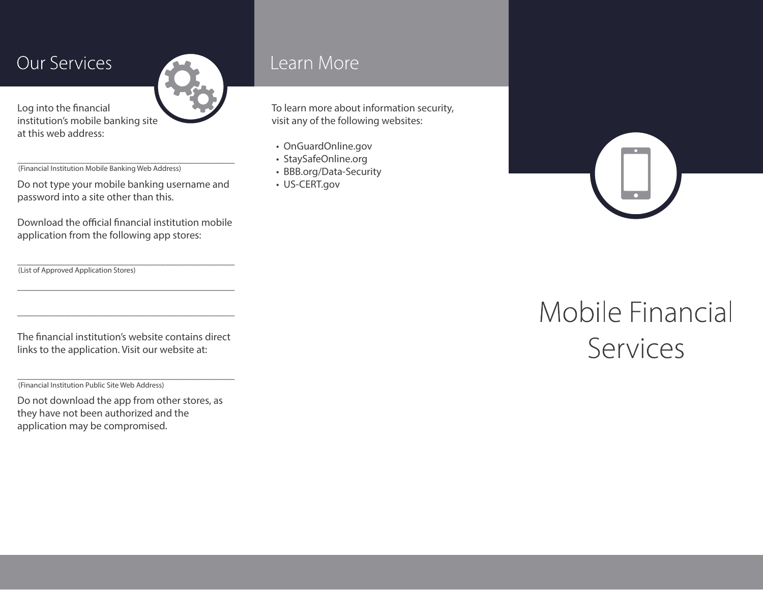## Our Services

Log into the financial institution's mobile banking site at this web address:

\_\_\_\_\_\_\_\_\_\_\_\_\_\_\_\_\_\_\_\_\_\_\_\_\_\_\_\_\_\_\_\_\_\_\_\_\_\_\_\_\_\_\_\_
(Financial Institution Mobile Banking Web Address)

Do not type your mobile banking username and password into a site other than this.

Download the official financial institution mobile application from the following app stores:

\_\_\_\_\_\_\_\_\_\_\_\_\_\_\_\_\_\_\_\_\_\_\_\_\_\_\_\_\_\_\_\_\_\_\_\_\_\_\_\_\_\_\_\_
(List of Approved Application Stores)

\_\_\_\_\_\_\_\_\_\_\_\_\_\_\_\_\_\_\_\_\_\_\_\_\_\_\_\_\_\_\_\_\_\_\_\_\_\_\_\_\_\_\_\_

\_\_\_\_\_\_\_\_\_\_\_\_\_\_\_\_\_\_\_\_\_\_\_\_\_\_\_\_\_\_\_\_\_\_\_\_\_\_\_\_\_\_\_\_

The financial institution's website contains direct links to the application. Visit our website at:

\_\_\_\_\_\_\_\_\_\_\_\_\_\_\_\_\_\_\_\_\_\_\_\_\_\_\_\_\_\_\_\_\_\_\_\_\_\_\_\_\_\_\_\_
(Financial Institution Public Site Web Address)

Do not download the app from other stores, as they have not been authorized and the application may be compromised.

## Learn More

To learn more about information security, visit any of the following websites:

- OnGuardOnline.gov
- StaySafeOnline.org
- BBB.org/Data-Security
- US-CERT.gov

# Mobile Financial Services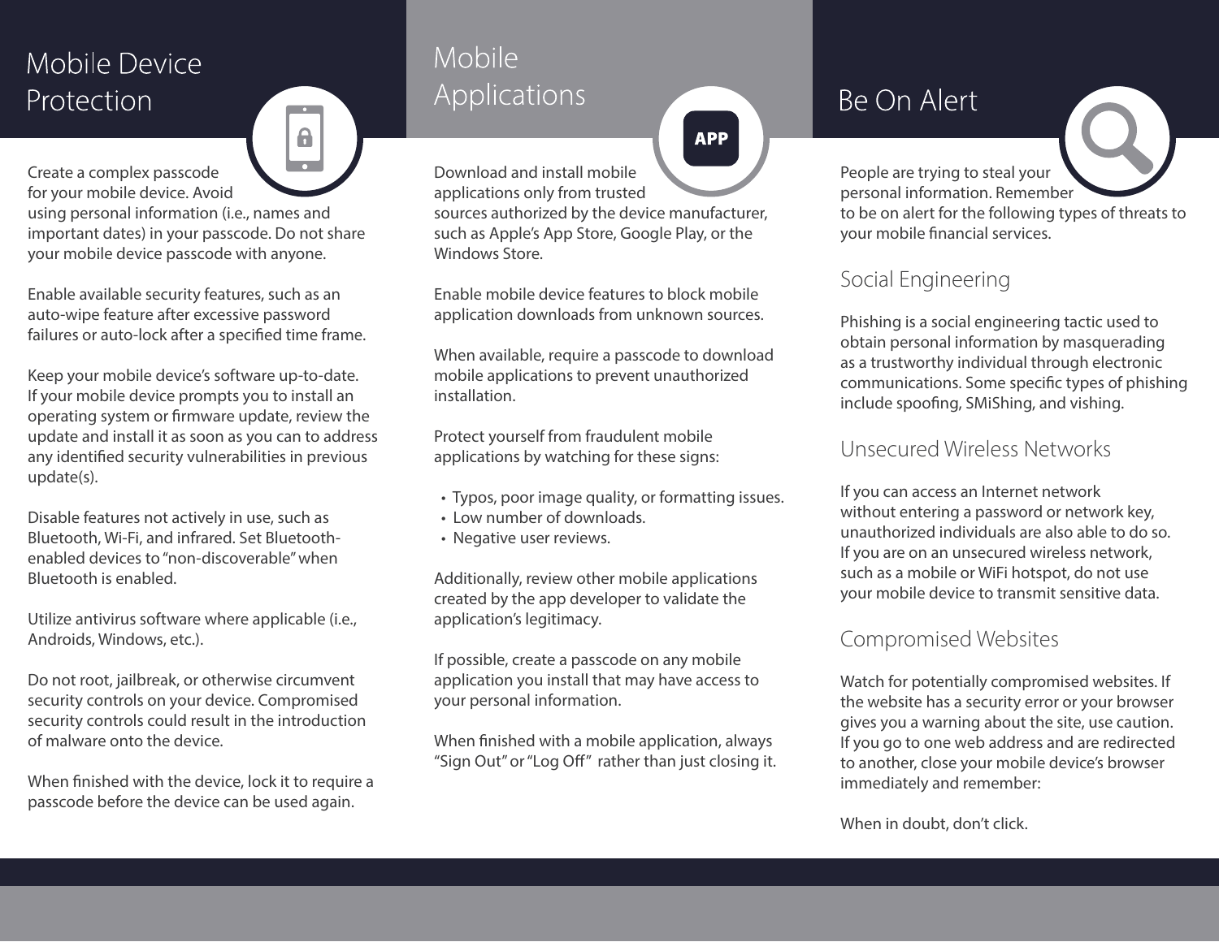# Mobile Device Protection

Create a complex passcode for your mobile device. Avoid using personal information (i.e., names and important dates) in your passcode. Do not share your mobile device passcode with anyone.

Enable available security features, such as an auto-wipe feature after excessive password failures or auto-lock after a specified time frame.

Keep your mobile device's software up-to-date. If your mobile device prompts you to install an operating system or firmware update, review the update and install it as soon as you can to address any identified security vulnerabilities in previous update(s).

Disable features not actively in use, such as Bluetooth, Wi-Fi, and infrared. Set Bluetooth-enabled devices to "non-discoverable" when Bluetooth is enabled.

Utilize antivirus software where applicable (i.e., Androids, Windows, etc.).

Do not root, jailbreak, or otherwise circumvent security controls on your device. Compromised security controls could result in the introduction of malware onto the device.

When finished with the device, lock it to require a passcode before the device can be used again.

# Mobile Applications

Download and install mobile applications only from trusted sources authorized by the device manufacturer, such as Apple's App Store, Google Play, or the Windows Store.

Enable mobile device features to block mobile application downloads from unknown sources.

When available, require a passcode to download mobile applications to prevent unauthorized installation.

Protect yourself from fraudulent mobile applications by watching for these signs:

- Typos, poor image quality, or formatting issues.
- Low number of downloads.
- Negative user reviews.

Additionally, review other mobile applications created by the app developer to validate the application's legitimacy.

If possible, create a passcode on any mobile application you install that may have access to your personal information.

When finished with a mobile application, always "Sign Out" or "Log Off" rather than just closing it.

# Be On Alert

People are trying to steal your personal information. Remember to be on alert for the following types of threats to your mobile financial services.

## Social Engineering

Phishing is a social engineering tactic used to obtain personal information by masquerading as a trustworthy individual through electronic communications. Some specific types of phishing include spoofing, SMiShing, and vishing.

## Unsecured Wireless Networks

If you can access an Internet network without entering a password or network key, unauthorized individuals are also able to do so. If you are on an unsecured wireless network, such as a mobile or WiFi hotspot, do not use your mobile device to transmit sensitive data.

## Compromised Websites

Watch for potentially compromised websites. If the website has a security error or your browser gives you a warning about the site, use caution. If you go to one web address and are redirected to another, close your mobile device's browser immediately and remember:

When in doubt, don't click.